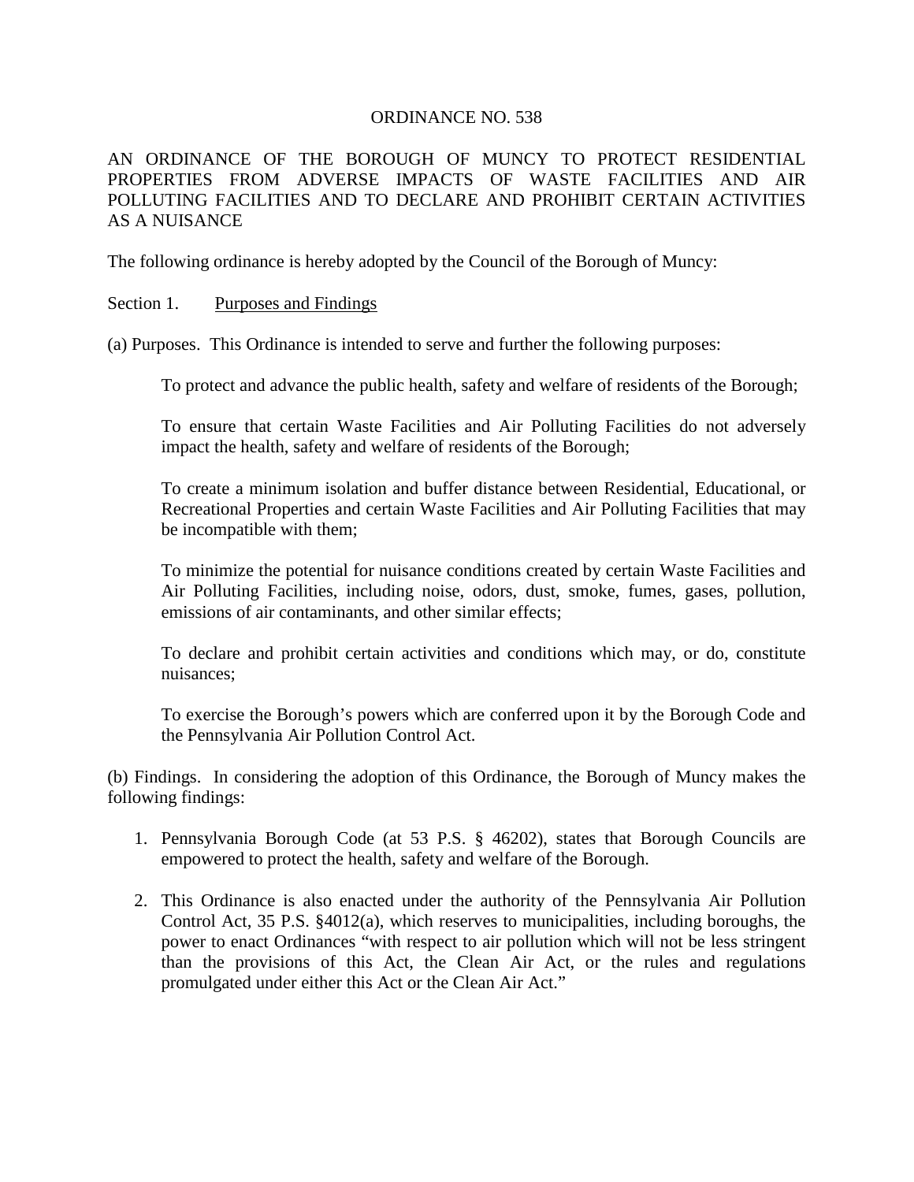# ORDINANCE NO. 538

AN ORDINANCE OF THE BOROUGH OF MUNCY TO PROTECT RESIDENTIAL PROPERTIES FROM ADVERSE IMPACTS OF WASTE FACILITIES AND AIR POLLUTING FACILITIES AND TO DECLARE AND PROHIBIT CERTAIN ACTIVITIES AS A NUISANCE

The following ordinance is hereby adopted by the Council of the Borough of Muncy:

Section 1. Purposes and Findings

(a) Purposes. This Ordinance is intended to serve and further the following purposes:

To protect and advance the public health, safety and welfare of residents of the Borough;

To ensure that certain Waste Facilities and Air Polluting Facilities do not adversely impact the health, safety and welfare of residents of the Borough;

To create a minimum isolation and buffer distance between Residential, Educational, or Recreational Properties and certain Waste Facilities and Air Polluting Facilities that may be incompatible with them;

To minimize the potential for nuisance conditions created by certain Waste Facilities and Air Polluting Facilities, including noise, odors, dust, smoke, fumes, gases, pollution, emissions of air contaminants, and other similar effects;

To declare and prohibit certain activities and conditions which may, or do, constitute nuisances;

To exercise the Borough's powers which are conferred upon it by the Borough Code and the Pennsylvania Air Pollution Control Act.

(b) Findings. In considering the adoption of this Ordinance, the Borough of Muncy makes the following findings:

1. Pennsylvania Borough Code (at 53 P.S. § 46202), states that Borough Councils are empowered to protect the health, safety and welfare of the Borough.
2. This Ordinance is also enacted under the authority of the Pennsylvania Air Pollution Control Act, 35 P.S. §4012(a), which reserves to municipalities, including boroughs, the power to enact Ordinances "with respect to air pollution which will not be less stringent than the provisions of this Act, the Clean Air Act, or the rules and regulations promulgated under either this Act or the Clean Air Act."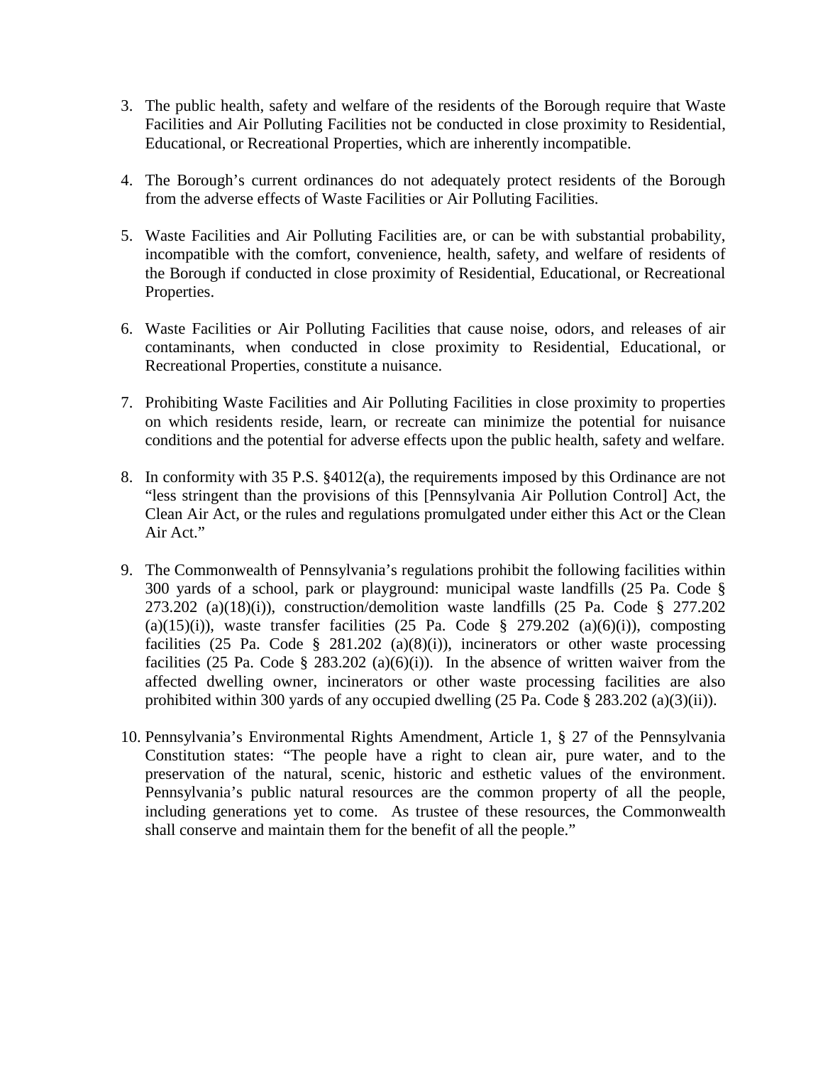3. The public health, safety and welfare of the residents of the Borough require that Waste Facilities and Air Polluting Facilities not be conducted in close proximity to Residential, Educational, or Recreational Properties, which are inherently incompatible.

4. The Borough's current ordinances do not adequately protect residents of the Borough from the adverse effects of Waste Facilities or Air Polluting Facilities.

5. Waste Facilities and Air Polluting Facilities are, or can be with substantial probability, incompatible with the comfort, convenience, health, safety, and welfare of residents of the Borough if conducted in close proximity of Residential, Educational, or Recreational Properties.

6. Waste Facilities or Air Polluting Facilities that cause noise, odors, and releases of air contaminants, when conducted in close proximity to Residential, Educational, or Recreational Properties, constitute a nuisance.

7. Prohibiting Waste Facilities and Air Polluting Facilities in close proximity to properties on which residents reside, learn, or recreate can minimize the potential for nuisance conditions and the potential for adverse effects upon the public health, safety and welfare.

8. In conformity with 35 P.S. §4012(a), the requirements imposed by this Ordinance are not "less stringent than the provisions of this [Pennsylvania Air Pollution Control] Act, the Clean Air Act, or the rules and regulations promulgated under either this Act or the Clean Air Act."

9. The Commonwealth of Pennsylvania's regulations prohibit the following facilities within 300 yards of a school, park or playground: municipal waste landfills (25 Pa. Code § 273.202 (a)(18)(i)), construction/demolition waste landfills (25 Pa. Code § 277.202 (a)(15)(i)), waste transfer facilities (25 Pa. Code § 279.202 (a)(6)(i)), composting facilities (25 Pa. Code § 281.202 (a)(8)(i)), incinerators or other waste processing facilities (25 Pa. Code § 283.202 (a)(6)(i)). In the absence of written waiver from the affected dwelling owner, incinerators or other waste processing facilities are also prohibited within 300 yards of any occupied dwelling (25 Pa. Code § 283.202 (a)(3)(ii)).

10. Pennsylvania's Environmental Rights Amendment, Article 1, § 27 of the Pennsylvania Constitution states: "The people have a right to clean air, pure water, and to the preservation of the natural, scenic, historic and esthetic values of the environment. Pennsylvania's public natural resources are the common property of all the people, including generations yet to come. As trustee of these resources, the Commonwealth shall conserve and maintain them for the benefit of all the people."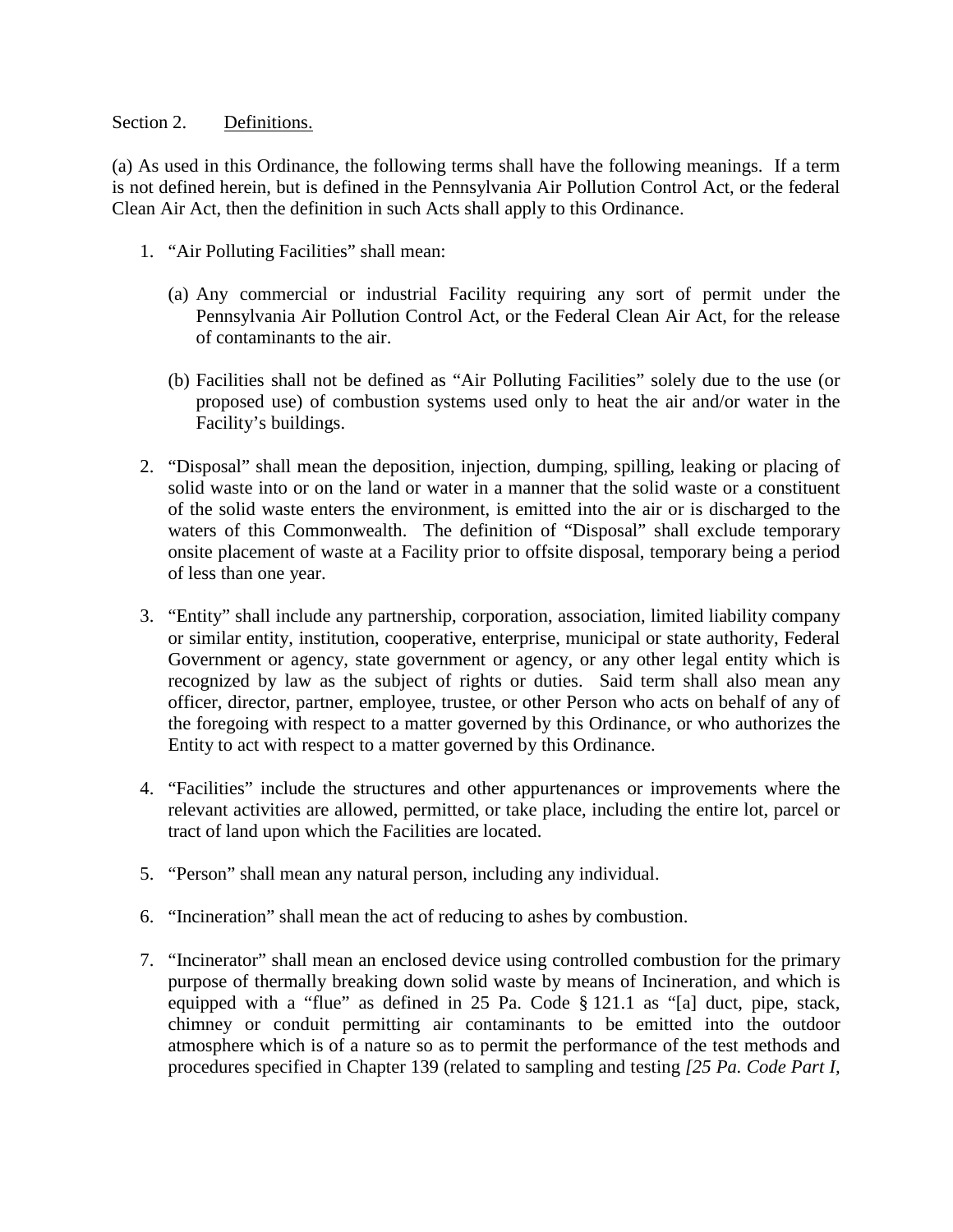Section 2. Definitions.

(a) As used in this Ordinance, the following terms shall have the following meanings. If a term is not defined herein, but is defined in the Pennsylvania Air Pollution Control Act, or the federal Clean Air Act, then the definition in such Acts shall apply to this Ordinance.

1. "Air Polluting Facilities" shall mean:

   (a) Any commercial or industrial Facility requiring any sort of permit under the Pennsylvania Air Pollution Control Act, or the Federal Clean Air Act, for the release of contaminants to the air.

   (b) Facilities shall not be defined as "Air Polluting Facilities" solely due to the use (or proposed use) of combustion systems used only to heat the air and/or water in the Facility's buildings.

2. "Disposal" shall mean the deposition, injection, dumping, spilling, leaking or placing of solid waste into or on the land or water in a manner that the solid waste or a constituent of the solid waste enters the environment, is emitted into the air or is discharged to the waters of this Commonwealth. The definition of "Disposal" shall exclude temporary onsite placement of waste at a Facility prior to offsite disposal, temporary being a period of less than one year.

3. "Entity" shall include any partnership, corporation, association, limited liability company or similar entity, institution, cooperative, enterprise, municipal or state authority, Federal Government or agency, state government or agency, or any other legal entity which is recognized by law as the subject of rights or duties. Said term shall also mean any officer, director, partner, employee, trustee, or other Person who acts on behalf of any of the foregoing with respect to a matter governed by this Ordinance, or who authorizes the Entity to act with respect to a matter governed by this Ordinance.

4. "Facilities" include the structures and other appurtenances or improvements where the relevant activities are allowed, permitted, or take place, including the entire lot, parcel or tract of land upon which the Facilities are located.

5. "Person" shall mean any natural person, including any individual.

6. "Incineration" shall mean the act of reducing to ashes by combustion.

7. "Incinerator" shall mean an enclosed device using controlled combustion for the primary purpose of thermally breaking down solid waste by means of Incineration, and which is equipped with a "flue" as defined in 25 Pa. Code § 121.1 as "[a] duct, pipe, stack, chimney or conduit permitting air contaminants to be emitted into the outdoor atmosphere which is of a nature so as to permit the performance of the test methods and procedures specified in Chapter 139 (related to sampling and testing *[25 Pa. Code Part I,*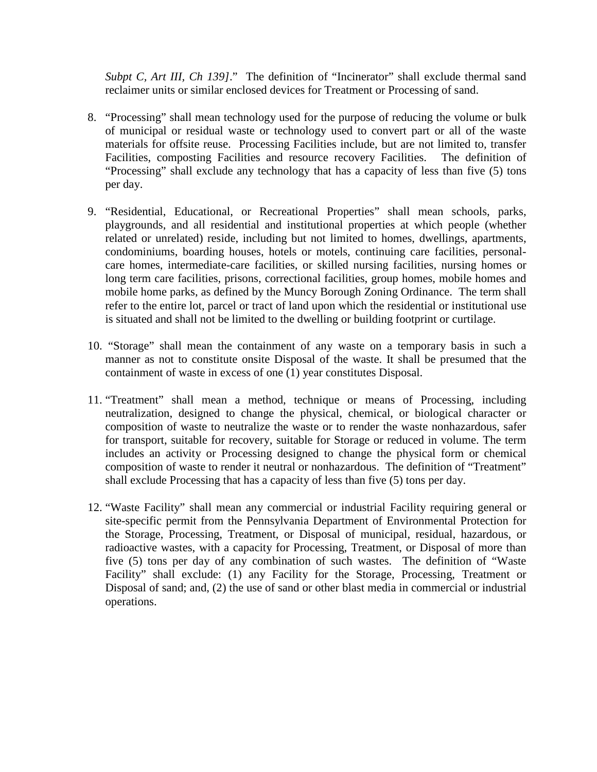*Subpt C, Art III, Ch 139]*." The definition of "Incinerator" shall exclude thermal sand reclaimer units or similar enclosed devices for Treatment or Processing of sand.

8. "Processing" shall mean technology used for the purpose of reducing the volume or bulk of municipal or residual waste or technology used to convert part or all of the waste materials for offsite reuse. Processing Facilities include, but are not limited to, transfer Facilities, composting Facilities and resource recovery Facilities. The definition of "Processing" shall exclude any technology that has a capacity of less than five (5) tons per day.

9. "Residential, Educational, or Recreational Properties" shall mean schools, parks, playgrounds, and all residential and institutional properties at which people (whether related or unrelated) reside, including but not limited to homes, dwellings, apartments, condominiums, boarding houses, hotels or motels, continuing care facilities, personal-care homes, intermediate-care facilities, or skilled nursing facilities, nursing homes or long term care facilities, prisons, correctional facilities, group homes, mobile homes and mobile home parks, as defined by the Muncy Borough Zoning Ordinance. The term shall refer to the entire lot, parcel or tract of land upon which the residential or institutional use is situated and shall not be limited to the dwelling or building footprint or curtilage.

10. "Storage" shall mean the containment of any waste on a temporary basis in such a manner as not to constitute onsite Disposal of the waste. It shall be presumed that the containment of waste in excess of one (1) year constitutes Disposal.

11. "Treatment" shall mean a method, technique or means of Processing, including neutralization, designed to change the physical, chemical, or biological character or composition of waste to neutralize the waste or to render the waste nonhazardous, safer for transport, suitable for recovery, suitable for Storage or reduced in volume. The term includes an activity or Processing designed to change the physical form or chemical composition of waste to render it neutral or nonhazardous. The definition of "Treatment" shall exclude Processing that has a capacity of less than five (5) tons per day.

12. "Waste Facility" shall mean any commercial or industrial Facility requiring general or site-specific permit from the Pennsylvania Department of Environmental Protection for the Storage, Processing, Treatment, or Disposal of municipal, residual, hazardous, or radioactive wastes, with a capacity for Processing, Treatment, or Disposal of more than five (5) tons per day of any combination of such wastes. The definition of "Waste Facility" shall exclude: (1) any Facility for the Storage, Processing, Treatment or Disposal of sand; and, (2) the use of sand or other blast media in commercial or industrial operations.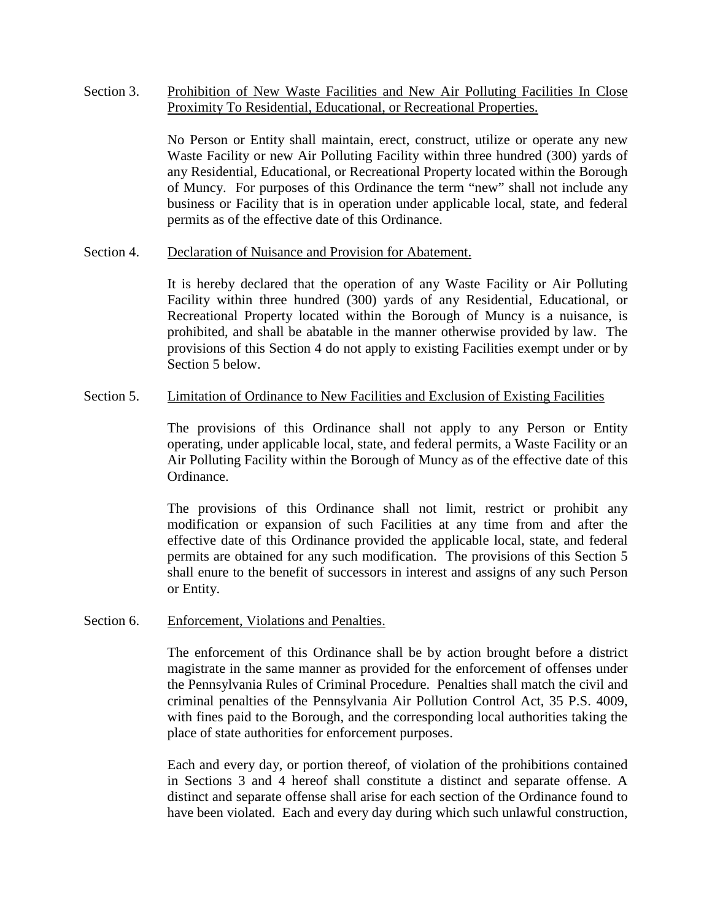Section 3. <u>Prohibition of New Waste Facilities and New Air Polluting Facilities In Close Proximity To Residential, Educational, or Recreational Properties.</u>

No Person or Entity shall maintain, erect, construct, utilize or operate any new Waste Facility or new Air Polluting Facility within three hundred (300) yards of any Residential, Educational, or Recreational Property located within the Borough of Muncy. For purposes of this Ordinance the term "new" shall not include any business or Facility that is in operation under applicable local, state, and federal permits as of the effective date of this Ordinance.

Section 4. <u>Declaration of Nuisance and Provision for Abatement.</u>

It is hereby declared that the operation of any Waste Facility or Air Polluting Facility within three hundred (300) yards of any Residential, Educational, or Recreational Property located within the Borough of Muncy is a nuisance, is prohibited, and shall be abatable in the manner otherwise provided by law. The provisions of this Section 4 do not apply to existing Facilities exempt under or by Section 5 below.

Section 5. <u>Limitation of Ordinance to New Facilities and Exclusion of Existing Facilities</u>

The provisions of this Ordinance shall not apply to any Person or Entity operating, under applicable local, state, and federal permits, a Waste Facility or an Air Polluting Facility within the Borough of Muncy as of the effective date of this Ordinance.

The provisions of this Ordinance shall not limit, restrict or prohibit any modification or expansion of such Facilities at any time from and after the effective date of this Ordinance provided the applicable local, state, and federal permits are obtained for any such modification. The provisions of this Section 5 shall enure to the benefit of successors in interest and assigns of any such Person or Entity.

Section 6. <u>Enforcement, Violations and Penalties.</u>

The enforcement of this Ordinance shall be by action brought before a district magistrate in the same manner as provided for the enforcement of offenses under the Pennsylvania Rules of Criminal Procedure. Penalties shall match the civil and criminal penalties of the Pennsylvania Air Pollution Control Act, 35 P.S. 4009, with fines paid to the Borough, and the corresponding local authorities taking the place of state authorities for enforcement purposes.

Each and every day, or portion thereof, of violation of the prohibitions contained in Sections 3 and 4 hereof shall constitute a distinct and separate offense. A distinct and separate offense shall arise for each section of the Ordinance found to have been violated. Each and every day during which such unlawful construction,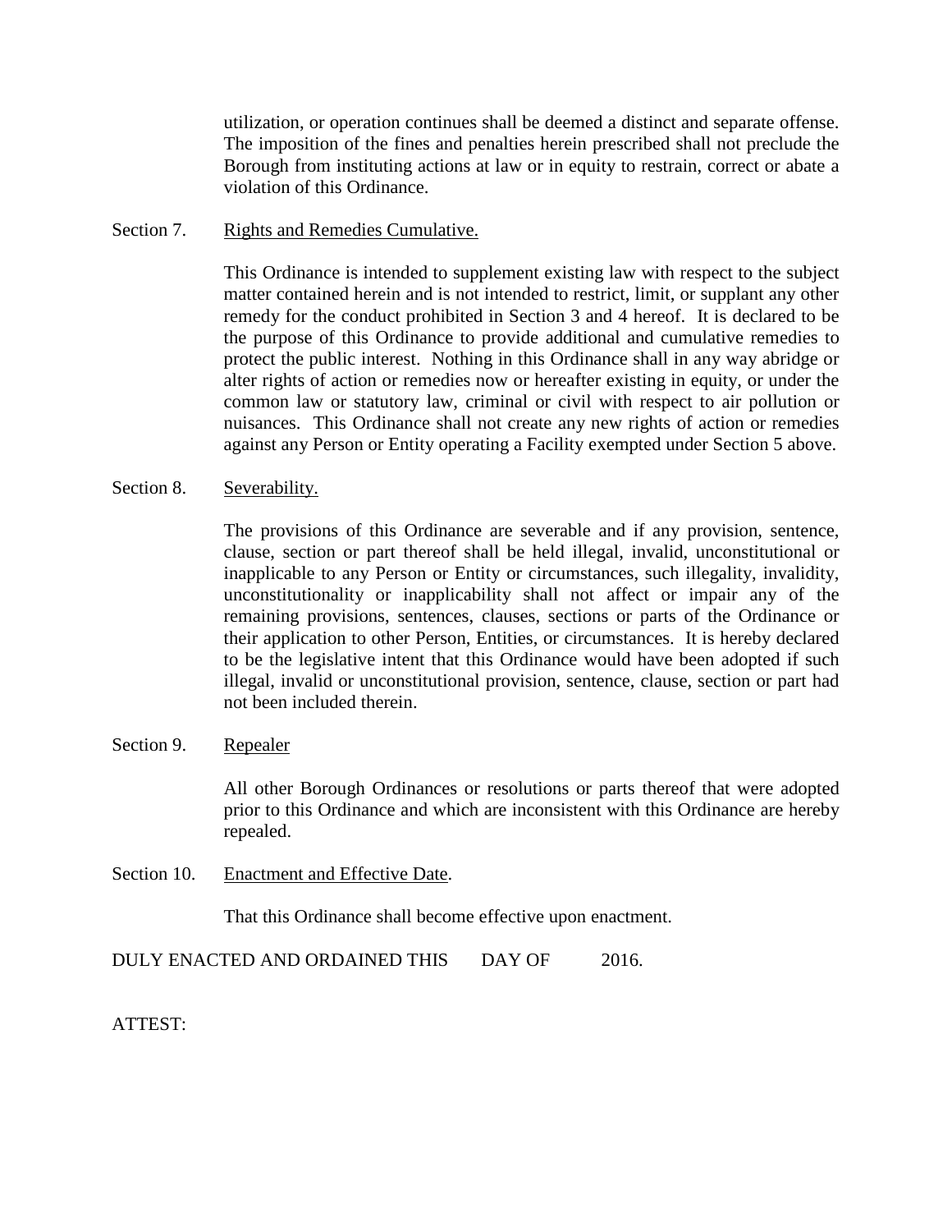utilization, or operation continues shall be deemed a distinct and separate offense. The imposition of the fines and penalties herein prescribed shall not preclude the Borough from instituting actions at law or in equity to restrain, correct or abate a violation of this Ordinance.

Section 7. Rights and Remedies Cumulative.

This Ordinance is intended to supplement existing law with respect to the subject matter contained herein and is not intended to restrict, limit, or supplant any other remedy for the conduct prohibited in Section 3 and 4 hereof. It is declared to be the purpose of this Ordinance to provide additional and cumulative remedies to protect the public interest. Nothing in this Ordinance shall in any way abridge or alter rights of action or remedies now or hereafter existing in equity, or under the common law or statutory law, criminal or civil with respect to air pollution or nuisances. This Ordinance shall not create any new rights of action or remedies against any Person or Entity operating a Facility exempted under Section 5 above.

Section 8. Severability.

The provisions of this Ordinance are severable and if any provision, sentence, clause, section or part thereof shall be held illegal, invalid, unconstitutional or inapplicable to any Person or Entity or circumstances, such illegality, invalidity, unconstitutionality or inapplicability shall not affect or impair any of the remaining provisions, sentences, clauses, sections or parts of the Ordinance or their application to other Person, Entities, or circumstances. It is hereby declared to be the legislative intent that this Ordinance would have been adopted if such illegal, invalid or unconstitutional provision, sentence, clause, section or part had not been included therein.

Section 9. Repealer

All other Borough Ordinances or resolutions or parts thereof that were adopted prior to this Ordinance and which are inconsistent with this Ordinance are hereby repealed.

Section 10. Enactment and Effective Date.

That this Ordinance shall become effective upon enactment.

DULY ENACTED AND ORDAINED THIS DAY OF 2016.

ATTEST: